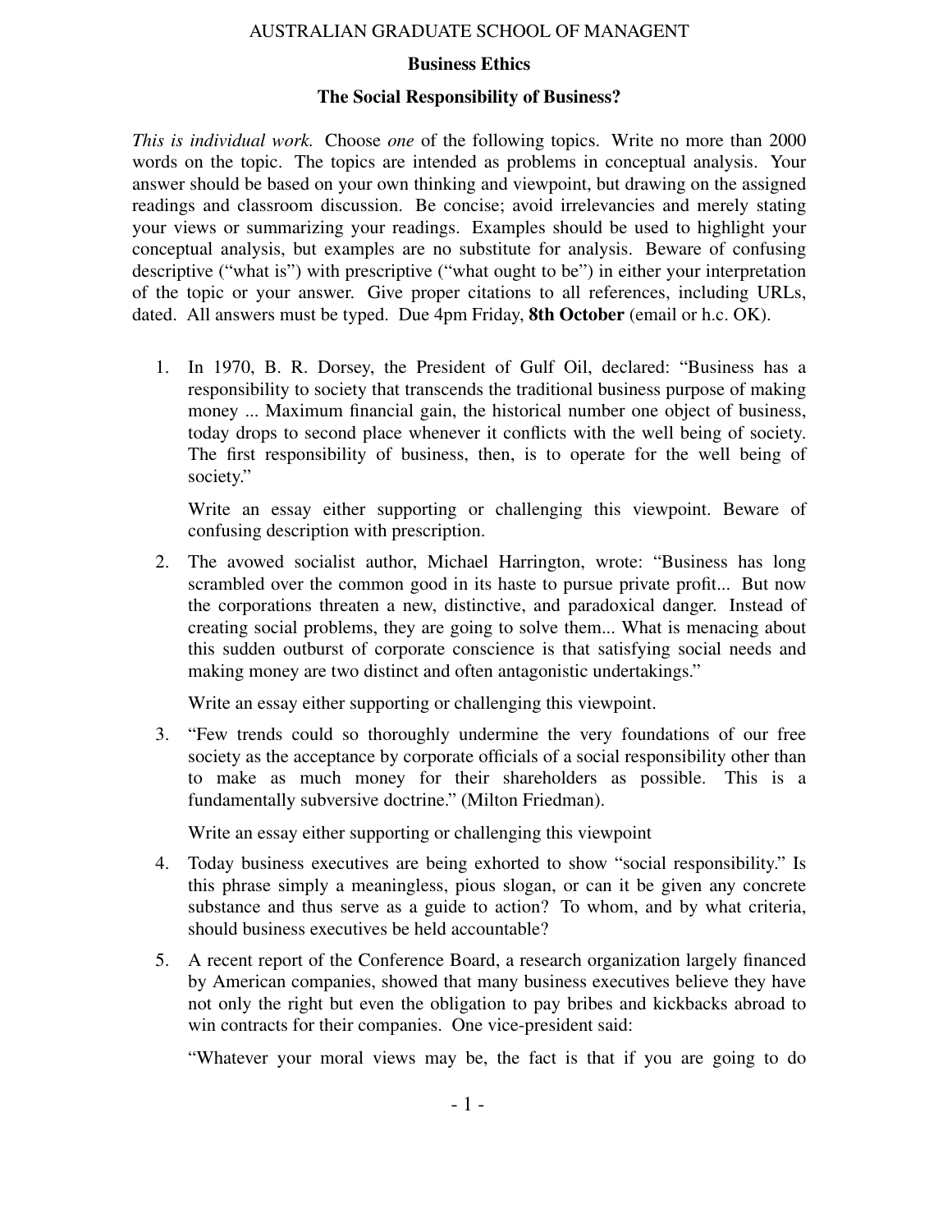AUSTRALIAN GRADUATE SCHOOL OF MANAGENT

**Business Ethics**

**The Social Responsibility of Business?**

*This is individual work.* Choose *one* of the following topics. Write no more than 2000 words on the topic. The topics are intended as problems in conceptual analysis. Your answer should be based on your own thinking and viewpoint, but drawing on the assigned readings and classroom discussion. Be concise; avoid irrelevancies and merely stating your views or summarizing your readings. Examples should be used to highlight your conceptual analysis, but examples are no substitute for analysis. Beware of confusing descriptive ("what is") with prescriptive ("what ought to be") in either your interpretation of the topic or your answer. Give proper citations to all references, including URLs, dated. All answers must be typed. Due 4pm Friday, **8th October** (email or h.c. OK).

1. In 1970, B. R. Dorsey, the President of Gulf Oil, declared: "Business has a responsibility to society that transcends the traditional business purpose of making money ... Maximum financial gain, the historical number one object of business, today drops to second place whenever it conflicts with the well being of society. The first responsibility of business, then, is to operate for the well being of society."

   Write an essay either supporting or challenging this viewpoint. Beware of confusing description with prescription.

2. The avowed socialist author, Michael Harrington, wrote: "Business has long scrambled over the common good in its haste to pursue private profit... But now the corporations threaten a new, distinctive, and paradoxical danger. Instead of creating social problems, they are going to solve them... What is menacing about this sudden outburst of corporate conscience is that satisfying social needs and making money are two distinct and often antagonistic undertakings."

   Write an essay either supporting or challenging this viewpoint.

3. "Few trends could so thoroughly undermine the very foundations of our free society as the acceptance by corporate officials of a social responsibility other than to make as much money for their shareholders as possible. This is a fundamentally subversive doctrine." (Milton Friedman).

   Write an essay either supporting or challenging this viewpoint

4. Today business executives are being exhorted to show "social responsibility." Is this phrase simply a meaningless, pious slogan, or can it be given any concrete substance and thus serve as a guide to action? To whom, and by what criteria, should business executives be held accountable?

5. A recent report of the Conference Board, a research organization largely financed by American companies, showed that many business executives believe they have not only the right but even the obligation to pay bribes and kickbacks abroad to win contracts for their companies. One vice-president said:

   "Whatever your moral views may be, the fact is that if you are going to do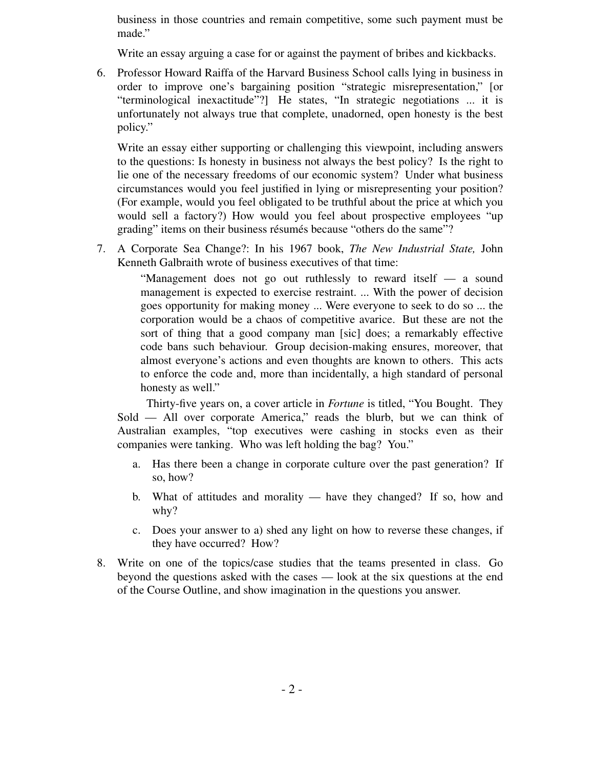business in those countries and remain competitive, some such payment must be made."

Write an essay arguing a case for or against the payment of bribes and kickbacks.

6. Professor Howard Raiffa of the Harvard Business School calls lying in business in order to improve one's bargaining position "strategic misrepresentation," [or "terminological inexactitude"?] He states, "In strategic negotiations ... it is unfortunately not always true that complete, unadorned, open honesty is the best policy."

   Write an essay either supporting or challenging this viewpoint, including answers to the questions: Is honesty in business not always the best policy? Is the right to lie one of the necessary freedoms of our economic system? Under what business circumstances would you feel justified in lying or misrepresenting your position? (For example, would you feel obligated to be truthful about the price at which you would sell a factory?) How would you feel about prospective employees "up grading" items on their business résumés because "others do the same"?

7. A Corporate Sea Change?: In his 1967 book, *The New Industrial State,* John Kenneth Galbraith wrote of business executives of that time:

   > "Management does not go out ruthlessly to reward itself — a sound management is expected to exercise restraint. ... With the power of decision goes opportunity for making money ... Were everyone to seek to do so ... the corporation would be a chaos of competitive avarice. But these are not the sort of thing that a good company man [sic] does; a remarkably effective code bans such behaviour. Group decision-making ensures, moreover, that almost everyone's actions and even thoughts are known to others. This acts to enforce the code and, more than incidentally, a high standard of personal honesty as well."

   Thirty-five years on, a cover article in *Fortune* is titled, "You Bought. They Sold — All over corporate America," reads the blurb, but we can think of Australian examples, "top executives were cashing in stocks even as their companies were tanking. Who was left holding the bag? You."

   a. Has there been a change in corporate culture over the past generation? If so, how?

   b. What of attitudes and morality — have they changed? If so, how and why?

   c. Does your answer to a) shed any light on how to reverse these changes, if they have occurred? How?

8. Write on one of the topics/case studies that the teams presented in class. Go beyond the questions asked with the cases — look at the six questions at the end of the Course Outline, and show imagination in the questions you answer.